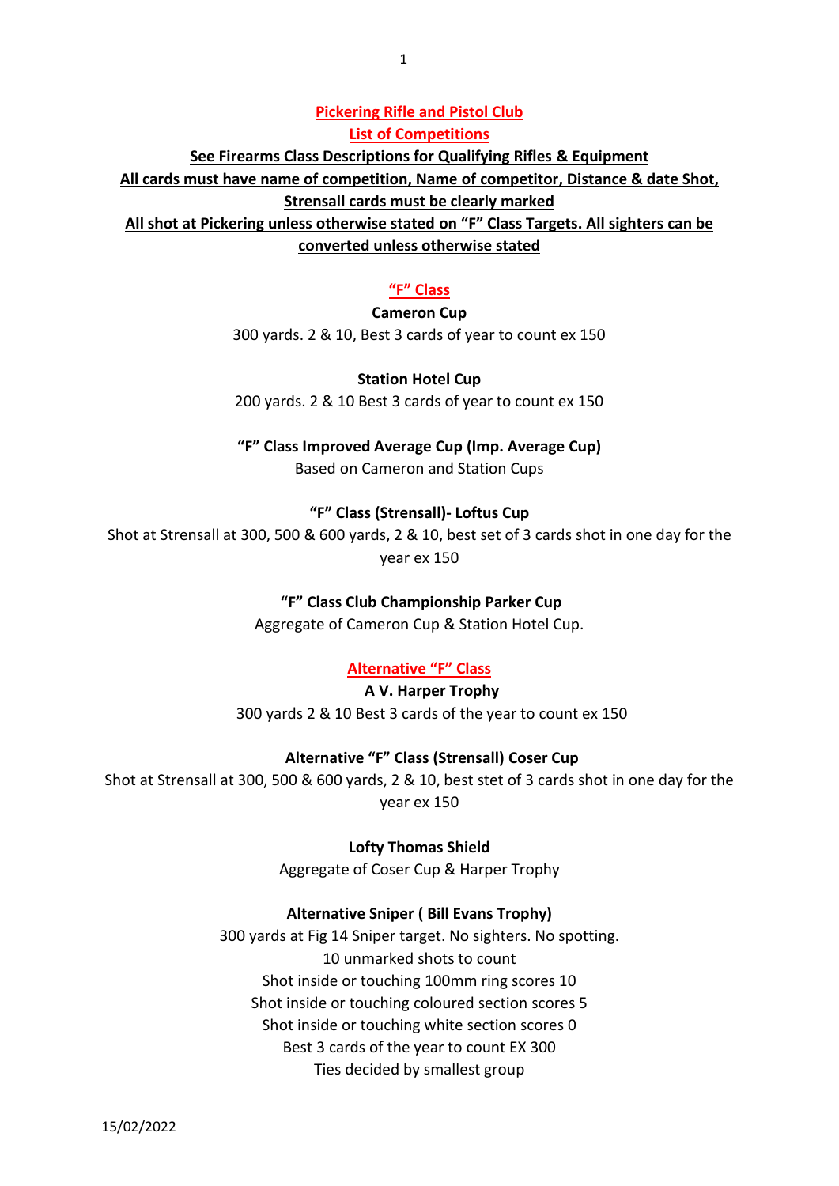# Pickering Rifle and Pistol Club

## List of Competitions

**See Firearms Class Descriptions for Qualifying Rifles & Equipment**

**All cards must have name of competition, Name of competitor, Distance & date Shot, Strensall cards must be clearly marked**

**All shot at Pickering unless otherwise stated on "F" Class Targets. All sighters can be converted unless otherwise stated**

## "F" Class

**Cameron Cup**

300 yards. 2 & 10, Best 3 cards of year to count ex 150

**Station Hotel Cup**

200 yards. 2 & 10 Best 3 cards of year to count ex 150

**"F" Class Improved Average Cup (Imp. Average Cup)**

Based on Cameron and Station Cups

**"F" Class (Strensall)- Loftus Cup**

Shot at Strensall at 300, 500 & 600 yards, 2 & 10, best set of 3 cards shot in one day for the year ex 150

**"F" Class Club Championship Parker Cup**

Aggregate of Cameron Cup & Station Hotel Cup.

## Alternative "F" Class

**A V. Harper Trophy**

300 yards 2 & 10 Best 3 cards of the year to count ex 150

**Alternative "F" Class (Strensall) Coser Cup**

Shot at Strensall at 300, 500 & 600 yards, 2 & 10, best stet of 3 cards shot in one day for the year ex 150

**Lofty Thomas Shield**

Aggregate of Coser Cup & Harper Trophy

**Alternative Sniper ( Bill Evans Trophy)**

300 yards at Fig 14 Sniper target. No sighters. No spotting.
10 unmarked shots to count
Shot inside or touching 100mm ring scores 10
Shot inside or touching coloured section scores 5
Shot inside or touching white section scores 0
Best 3 cards of the year to count EX 300
Ties decided by smallest group

15/02/2022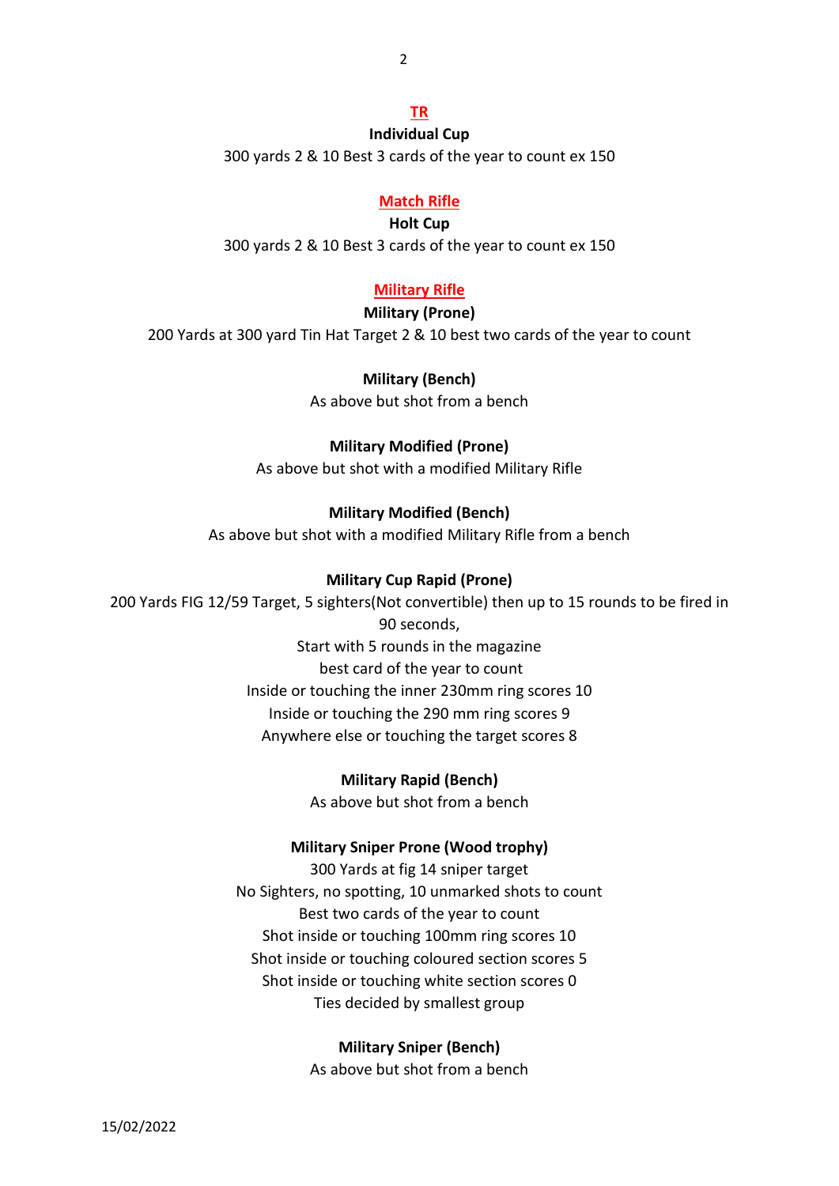## TR

**Individual Cup**

300 yards 2 & 10 Best 3 cards of the year to count ex 150

## Match Rifle

**Holt Cup**

300 yards 2 & 10 Best 3 cards of the year to count ex 150

## Military Rifle

**Military (Prone)**

200 Yards at 300 yard Tin Hat Target 2 & 10 best two cards of the year to count

**Military (Bench)**

As above but shot from a bench

**Military Modified (Prone)**

As above but shot with a modified Military Rifle

**Military Modified (Bench)**

As above but shot with a modified Military Rifle from a bench

**Military Cup Rapid (Prone)**

200 Yards FIG 12/59 Target, 5 sighters(Not convertible) then up to 15 rounds to be fired in 90 seconds,

Start with 5 rounds in the magazine

best card of the year to count

Inside or touching the inner 230mm ring scores 10

Inside or touching the 290 mm ring scores 9

Anywhere else or touching the target scores 8

**Military Rapid (Bench)**

As above but shot from a bench

**Military Sniper Prone (Wood trophy)**

300 Yards at fig 14 sniper target

No Sighters, no spotting, 10 unmarked shots to count

Best two cards of the year to count

Shot inside or touching 100mm ring scores 10

Shot inside or touching coloured section scores 5

Shot inside or touching white section scores 0

Ties decided by smallest group

**Military Sniper (Bench)**

As above but shot from a bench

15/02/2022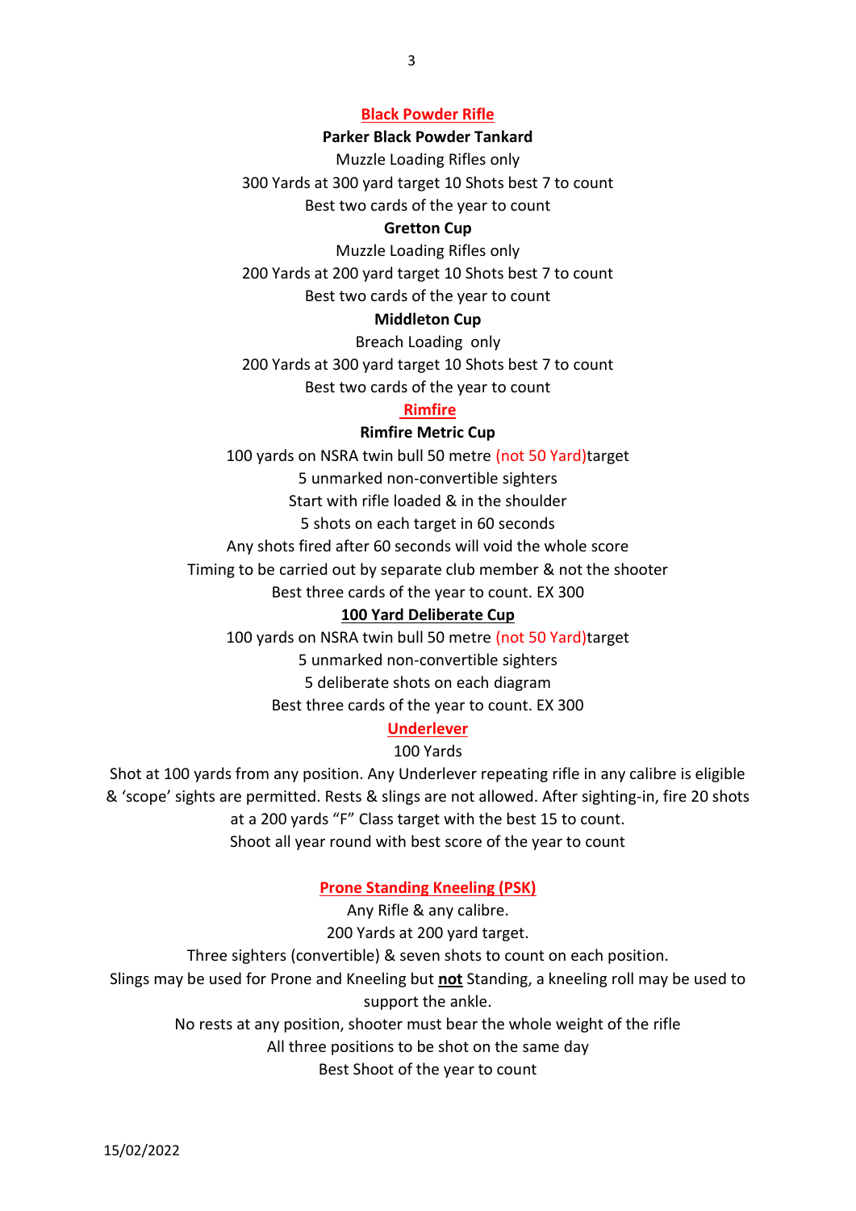## Black Powder Rifle

**Parker Black Powder Tankard**

Muzzle Loading Rifles only

300 Yards at 300 yard target 10 Shots best 7 to count

Best two cards of the year to count

**Gretton Cup**

Muzzle Loading Rifles only

200 Yards at 200 yard target 10 Shots best 7 to count

Best two cards of the year to count

**Middleton Cup**

Breach Loading only

200 Yards at 300 yard target 10 Shots best 7 to count

Best two cards of the year to count

## Rimfire

**Rimfire Metric Cup**

100 yards on NSRA twin bull 50 metre (not 50 Yard)target

5 unmarked non-convertible sighters

Start with rifle loaded & in the shoulder

5 shots on each target in 60 seconds

Any shots fired after 60 seconds will void the whole score

Timing to be carried out by separate club member & not the shooter

Best three cards of the year to count. EX 300

**100 Yard Deliberate Cup**

100 yards on NSRA twin bull 50 metre (not 50 Yard)target

5 unmarked non-convertible sighters

5 deliberate shots on each diagram

Best three cards of the year to count. EX 300

## Underlever

100 Yards

Shot at 100 yards from any position. Any Underlever repeating rifle in any calibre is eligible & 'scope' sights are permitted. Rests & slings are not allowed. After sighting-in, fire 20 shots at a 200 yards "F" Class target with the best 15 to count.

Shoot all year round with best score of the year to count

## Prone Standing Kneeling (PSK)

Any Rifle & any calibre.

200 Yards at 200 yard target.

Three sighters (convertible) & seven shots to count on each position.

Slings may be used for Prone and Kneeling but **not** Standing, a kneeling roll may be used to support the ankle.

No rests at any position, shooter must bear the whole weight of the rifle

All three positions to be shot on the same day

Best Shoot of the year to count

15/02/2022